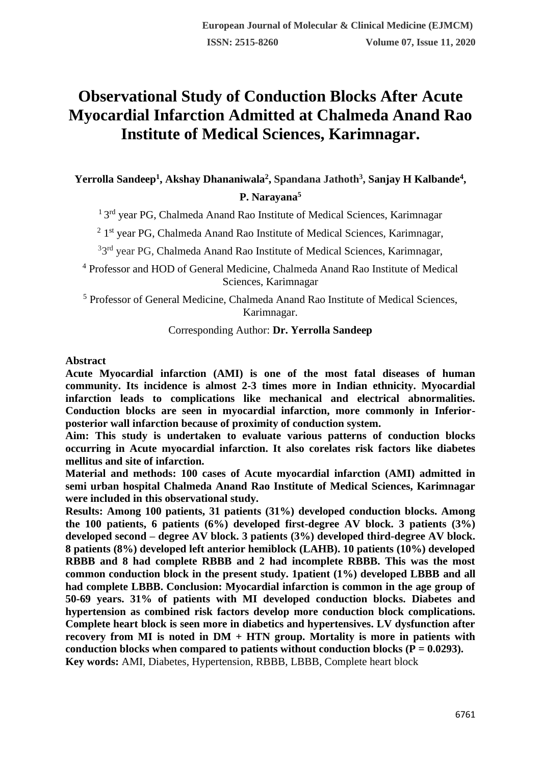# Observational Study of Conduction Blocks After Acute Myocardial Infarction Admitted at Chalmeda Anand Rao Institute of Medical Sciences, Karimnagar.

**Yerrolla Sandeep[1], Akshay Dhananiwala[2], Spandana Jathoth[3], Sanjay H Kalbande[4], P. Narayana[5]**

[1] 3rd year PG, Chalmeda Anand Rao Institute of Medical Sciences, Karimnagar

[2] 1st year PG, Chalmeda Anand Rao Institute of Medical Sciences, Karimnagar,

[3] 3rd year PG, Chalmeda Anand Rao Institute of Medical Sciences, Karimnagar,

[4] Professor and HOD of General Medicine, Chalmeda Anand Rao Institute of Medical Sciences, Karimnagar

[5] Professor of General Medicine, Chalmeda Anand Rao Institute of Medical Sciences, Karimnagar.

Corresponding Author: **Dr. Yerrolla Sandeep**

## Abstract

**Acute Myocardial infarction (AMI) is one of the most fatal diseases of human community. Its incidence is almost 2-3 times more in Indian ethnicity. Myocardial infarction leads to complications like mechanical and electrical abnormalities. Conduction blocks are seen in myocardial infarction, more commonly in Inferior-posterior wall infarction because of proximity of conduction system.**

**Aim: This study is undertaken to evaluate various patterns of conduction blocks occurring in Acute myocardial infarction. It also corelates risk factors like diabetes mellitus and site of infarction.**

**Material and methods: 100 cases of Acute myocardial infarction (AMI) admitted in semi urban hospital Chalmeda Anand Rao Institute of Medical Sciences, Karimnagar were included in this observational study.**

**Results: Among 100 patients, 31 patients (31%) developed conduction blocks. Among the 100 patients, 6 patients (6%) developed first-degree AV block. 3 patients (3%) developed second – degree AV block. 3 patients (3%) developed third-degree AV block. 8 patients (8%) developed left anterior hemiblock (LAHB). 10 patients (10%) developed RBBB and 8 had complete RBBB and 2 had incomplete RBBB. This was the most common conduction block in the present study. 1patient (1%) developed LBBB and all had complete LBBB. Conclusion: Myocardial infarction is common in the age group of 50-69 years. 31% of patients with MI developed conduction blocks. Diabetes and hypertension as combined risk factors develop more conduction block complications. Complete heart block is seen more in diabetics and hypertensives. LV dysfunction after recovery from MI is noted in DM + HTN group. Mortality is more in patients with conduction blocks when compared to patients without conduction blocks (P = 0.0293).**

**Key words:** AMI, Diabetes, Hypertension, RBBB, LBBB, Complete heart block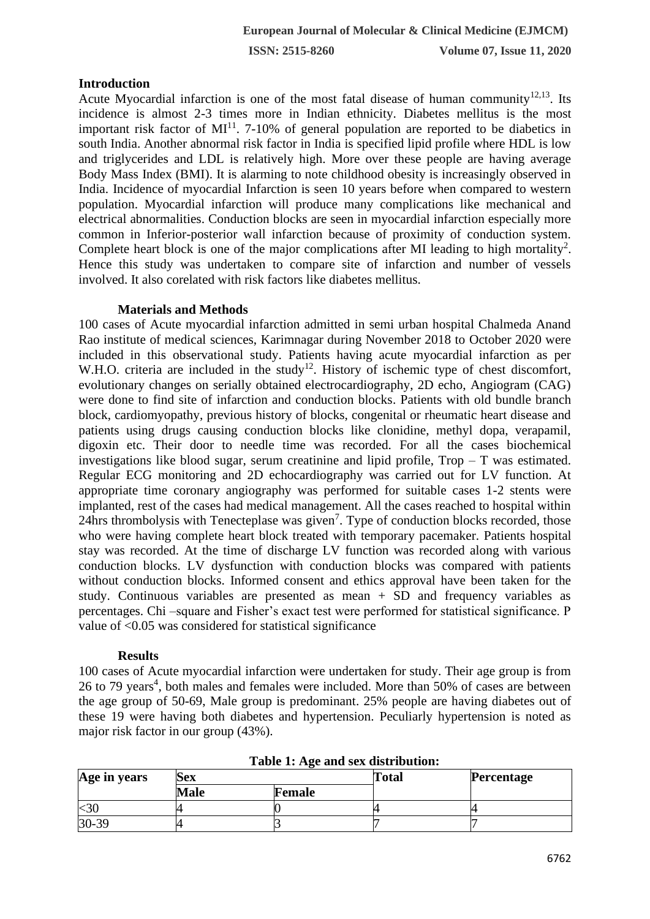## Introduction

Acute Myocardial infarction is one of the most fatal disease of human community[12,13]. Its incidence is almost 2-3 times more in Indian ethnicity. Diabetes mellitus is the most important risk factor of MI[11]. 7-10% of general population are reported to be diabetics in south India. Another abnormal risk factor in India is specified lipid profile where HDL is low and triglycerides and LDL is relatively high. More over these people are having average Body Mass Index (BMI). It is alarming to note childhood obesity is increasingly observed in India. Incidence of myocardial Infarction is seen 10 years before when compared to western population. Myocardial infarction will produce many complications like mechanical and electrical abnormalities. Conduction blocks are seen in myocardial infarction especially more common in Inferior-posterior wall infarction because of proximity of conduction system. Complete heart block is one of the major complications after MI leading to high mortality[2]. Hence this study was undertaken to compare site of infarction and number of vessels involved. It also corelated with risk factors like diabetes mellitus.

### Materials and Methods

100 cases of Acute myocardial infarction admitted in semi urban hospital Chalmeda Anand Rao institute of medical sciences, Karimnagar during November 2018 to October 2020 were included in this observational study. Patients having acute myocardial infarction as per W.H.O. criteria are included in the study[12]. History of ischemic type of chest discomfort, evolutionary changes on serially obtained electrocardiography, 2D echo, Angiogram (CAG) were done to find site of infarction and conduction blocks. Patients with old bundle branch block, cardiomyopathy, previous history of blocks, congenital or rheumatic heart disease and patients using drugs causing conduction blocks like clonidine, methyl dopa, verapamil, digoxin etc. Their door to needle time was recorded. For all the cases biochemical investigations like blood sugar, serum creatinine and lipid profile, Trop – T was estimated. Regular ECG monitoring and 2D echocardiography was carried out for LV function. At appropriate time coronary angiography was performed for suitable cases 1-2 stents were implanted, rest of the cases had medical management. All the cases reached to hospital within 24hrs thrombolysis with Tenecteplase was given[7]. Type of conduction blocks recorded, those who were having complete heart block treated with temporary pacemaker. Patients hospital stay was recorded. At the time of discharge LV function was recorded along with various conduction blocks. LV dysfunction with conduction blocks was compared with patients without conduction blocks. Informed consent and ethics approval have been taken for the study. Continuous variables are presented as mean + SD and frequency variables as percentages. Chi –square and Fisher's exact test were performed for statistical significance. P value of <0.05 was considered for statistical significance

### Results

100 cases of Acute myocardial infarction were undertaken for study. Their age group is from 26 to 79 years[4], both males and females were included. More than 50% of cases are between the age group of 50-69, Male group is predominant. 25% people are having diabetes out of these 19 were having both diabetes and hypertension. Peculiarly hypertension is noted as major risk factor in our group (43%).

**Table 1: Age and sex distribution:**

| Age in years | Sex | | Total | Percentage |
|---|---|---|---|---|
| | Male | Female | | |
| <30 | 4 | 0 | 4 | 4 |
| 30-39 | 4 | 3 | 7 | 7 |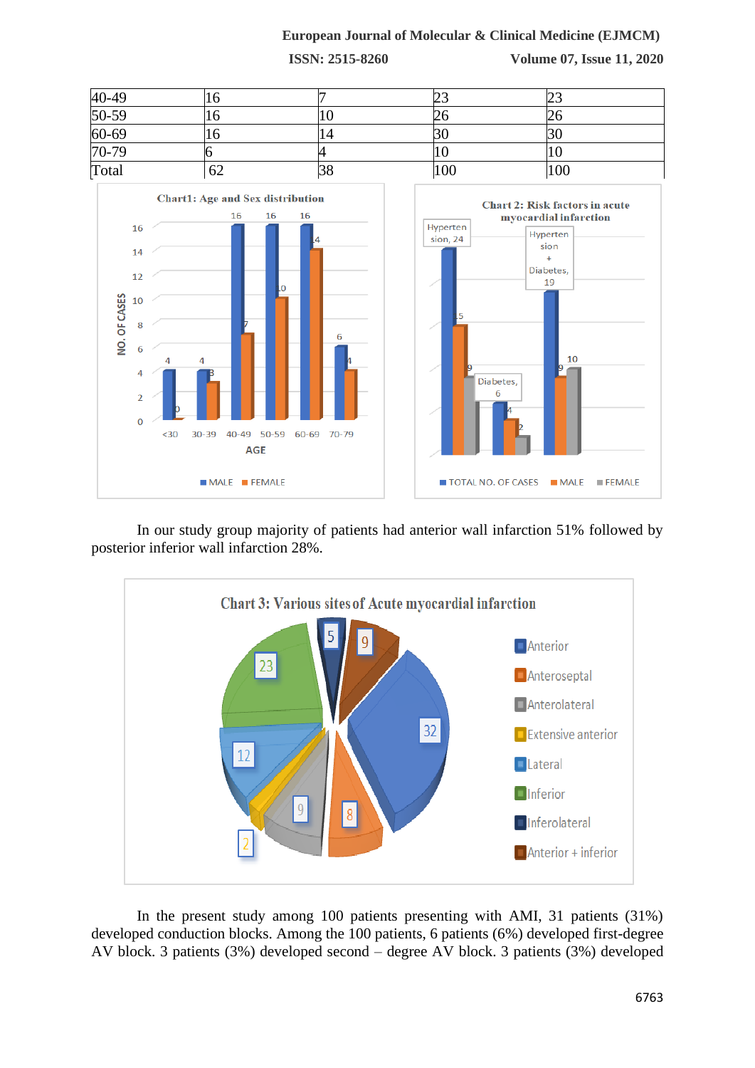| 40-49 | 16 | 7 | 23 | 23 |
|---|---|---|---|---|
| 50-59 | 16 | 10 | 26 | 26 |
| 60-69 | 16 | 14 | 30 | 30 |
| 70-79 | 6 | 4 | 10 | 10 |
| Total | 62 | 38 | 100 | 100 |

Chart1: Age and Sex distribution

Chart 2: Risk factors in acute myocardial infarction

In our study group majority of patients had anterior wall infarction 51% followed by posterior inferior wall infarction 28%.

Chart 3: Various sites of Acute myocardial infarction

In the present study among 100 patients presenting with AMI, 31 patients (31%) developed conduction blocks. Among the 100 patients, 6 patients (6%) developed first-degree AV block. 3 patients (3%) developed second – degree AV block. 3 patients (3%) developed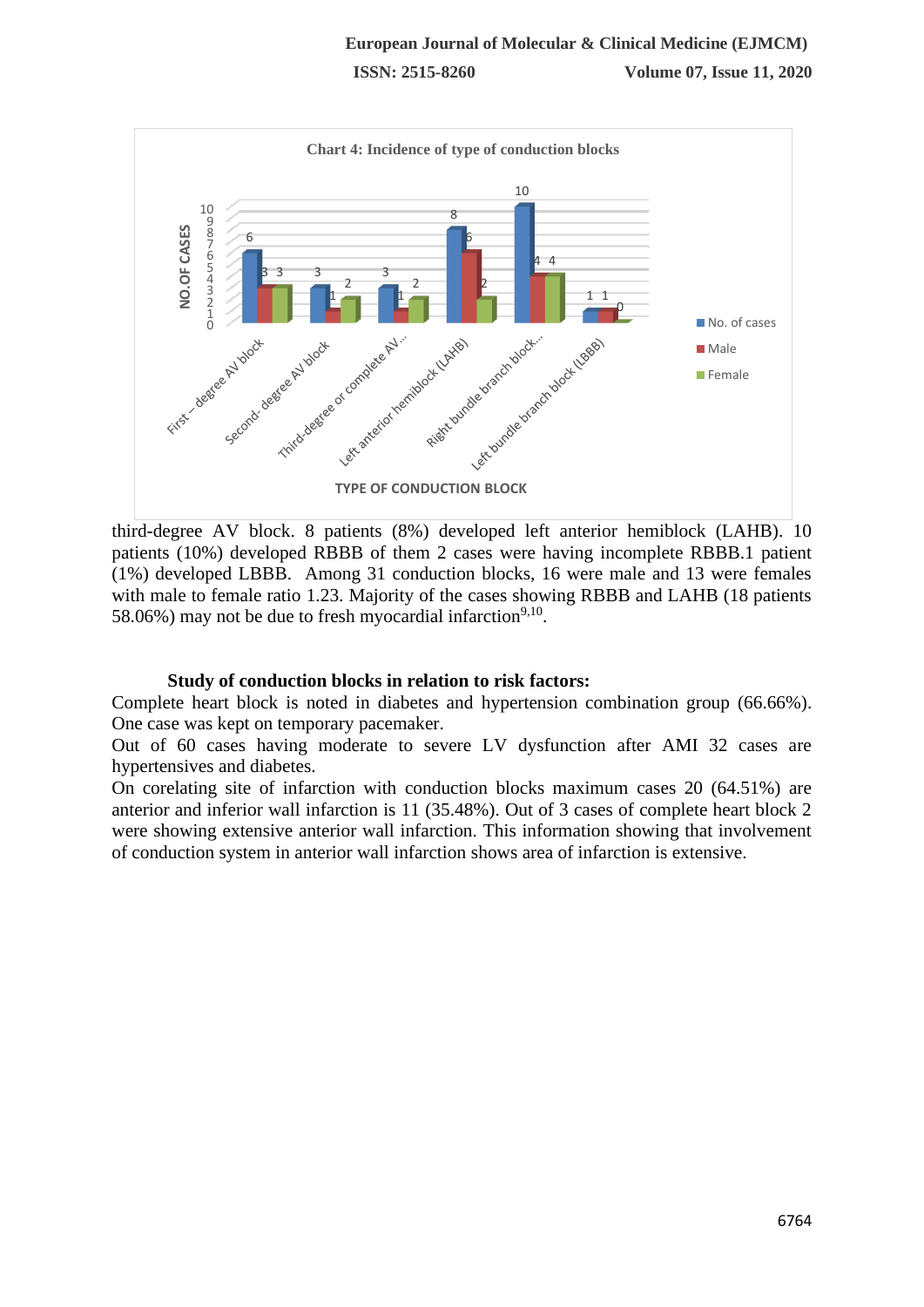**Chart 4: Incidence of type of conduction blocks**

| TYPE OF CONDUCTION BLOCK | No. of cases | Male | Female |
|---|---|---|---|
| First – degree AV block | 6 | 3 | 3 |
| Second- degree AV block | 3 | 1 | 2 |
| Third-degree or complete AV... | 3 | 1 | 2 |
| Left anterior hemiblock (LAHB) | 8 | 6 | 2 |
| Right bundle branch block... | 10 | 4 | 4 |
| Left bundle branch block (LBBB) | 1 | 1 | 0 |

third-degree AV block. 8 patients (8%) developed left anterior hemiblock (LAHB). 10 patients (10%) developed RBBB of them 2 cases were having incomplete RBBB.1 patient (1%) developed LBBB. Among 31 conduction blocks, 16 were male and 13 were females with male to female ratio 1.23. Majority of the cases showing RBBB and LAHB (18 patients 58.06%) may not be due to fresh myocardial infarction[9,10].

### Study of conduction blocks in relation to risk factors:

Complete heart block is noted in diabetes and hypertension combination group (66.66%). One case was kept on temporary pacemaker.

Out of 60 cases having moderate to severe LV dysfunction after AMI 32 cases are hypertensives and diabetes.

On corelating site of infarction with conduction blocks maximum cases 20 (64.51%) are anterior and inferior wall infarction is 11 (35.48%). Out of 3 cases of complete heart block 2 were showing extensive anterior wall infarction. This information showing that involvement of conduction system in anterior wall infarction shows area of infarction is extensive.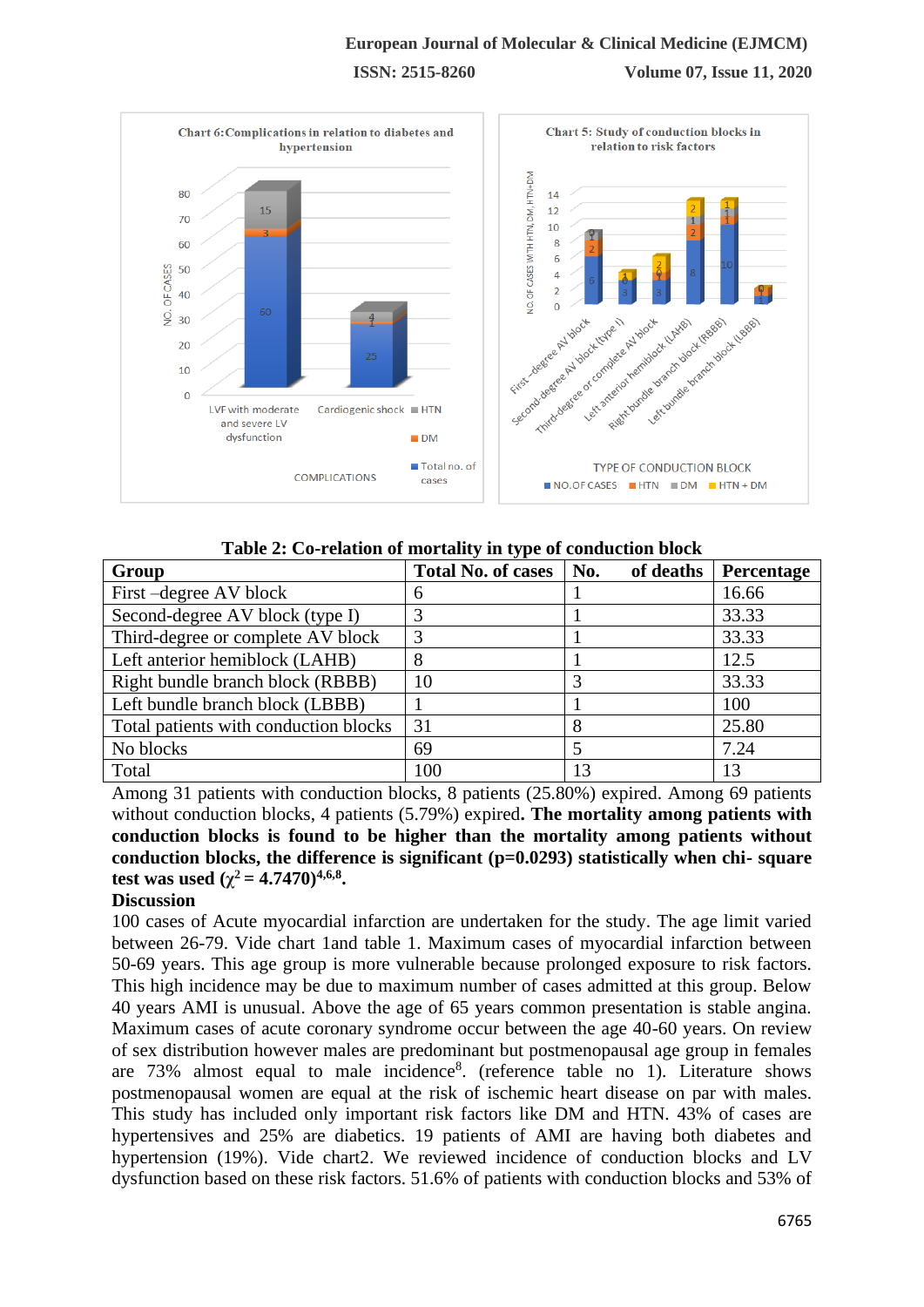Chart 6: Complications in relation to diabetes and hypertension

Chart 5: Study of conduction blocks in relation to risk factors

**Table 2: Co-relation of mortality in type of conduction block**

| Group | Total No. of cases | No. of deaths | Percentage |
|---|---|---|---|
| First –degree AV block | 6 | 1 | 16.66 |
| Second-degree AV block (type I) | 3 | 1 | 33.33 |
| Third-degree or complete AV block | 3 | 1 | 33.33 |
| Left anterior hemiblock (LAHB) | 8 | 1 | 12.5 |
| Right bundle branch block (RBBB) | 10 | 3 | 33.33 |
| Left bundle branch block (LBBB) | 1 | 1 | 100 |
| Total patients with conduction blocks | 31 | 8 | 25.80 |
| No blocks | 69 | 5 | 7.24 |
| Total | 100 | 13 | 13 |

Among 31 patients with conduction blocks, 8 patients (25.80%) expired. Among 69 patients without conduction blocks, 4 patients (5.79%) expired**. The mortality among patients with conduction blocks is found to be higher than the mortality among patients without conduction blocks, the difference is significant (p=0.0293) statistically when chi- square test was used ($\chi^2$ = 4.7470)[4,6,8].**

**Discussion**

100 cases of Acute myocardial infarction are undertaken for the study. The age limit varied between 26-79. Vide chart 1and table 1. Maximum cases of myocardial infarction between 50-69 years. This age group is more vulnerable because prolonged exposure to risk factors. This high incidence may be due to maximum number of cases admitted at this group. Below 40 years AMI is unusual. Above the age of 65 years common presentation is stable angina. Maximum cases of acute coronary syndrome occur between the age 40-60 years. On review of sex distribution however males are predominant but postmenopausal age group in females are 73% almost equal to male incidence[8]. (reference table no 1). Literature shows postmenopausal women are equal at the risk of ischemic heart disease on par with males. This study has included only important risk factors like DM and HTN. 43% of cases are hypertensives and 25% are diabetics. 19 patients of AMI are having both diabetes and hypertension (19%). Vide chart2. We reviewed incidence of conduction blocks and LV dysfunction based on these risk factors. 51.6% of patients with conduction blocks and 53% of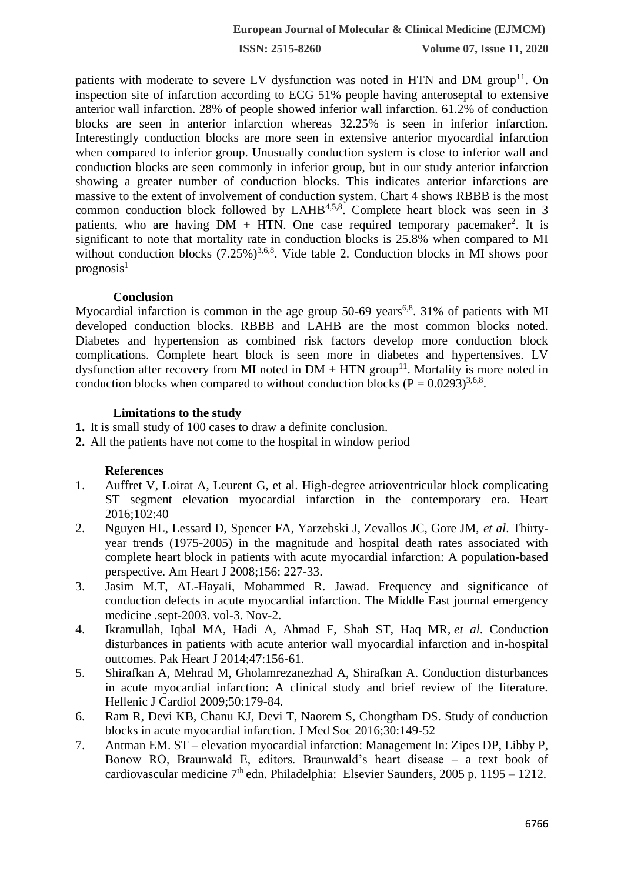patients with moderate to severe LV dysfunction was noted in HTN and DM group[11]. On inspection site of infarction according to ECG 51% people having anteroseptal to extensive anterior wall infarction. 28% of people showed inferior wall infarction. 61.2% of conduction blocks are seen in anterior infarction whereas 32.25% is seen in inferior infarction. Interestingly conduction blocks are more seen in extensive anterior myocardial infarction when compared to inferior group. Unusually conduction system is close to inferior wall and conduction blocks are seen commonly in inferior group, but in our study anterior infarction showing a greater number of conduction blocks. This indicates anterior infarctions are massive to the extent of involvement of conduction system. Chart 4 shows RBBB is the most common conduction block followed by LAHB[4,5,8]. Complete heart block was seen in 3 patients, who are having DM + HTN. One case required temporary pacemaker[2]. It is significant to note that mortality rate in conduction blocks is 25.8% when compared to MI without conduction blocks (7.25%)[3,6,8]. Vide table 2. Conduction blocks in MI shows poor prognosis[1]

## Conclusion

Myocardial infarction is common in the age group 50-69 years[6,8]. 31% of patients with MI developed conduction blocks. RBBB and LAHB are the most common blocks noted. Diabetes and hypertension as combined risk factors develop more conduction block complications. Complete heart block is seen more in diabetes and hypertensives. LV dysfunction after recovery from MI noted in DM + HTN group[11]. Mortality is more noted in conduction blocks when compared to without conduction blocks ($P = 0.0293$)[3,6,8].

## Limitations to the study

1. It is small study of 100 cases to draw a definite conclusion.
2. All the patients have not come to the hospital in window period

## References

1. Auffret V, Loirat A, Leurent G, et al. High-degree atrioventricular block complicating ST segment elevation myocardial infarction in the contemporary era. Heart 2016;102:40
2. Nguyen HL, Lessard D, Spencer FA, Yarzebski J, Zevallos JC, Gore JM, *et al*. Thirty-year trends (1975-2005) in the magnitude and hospital death rates associated with complete heart block in patients with acute myocardial infarction: A population-based perspective. Am Heart J 2008;156: 227-33.
3. Jasim M.T, AL-Hayali, Mohammed R. Jawad. Frequency and significance of conduction defects in acute myocardial infarction. The Middle East journal emergency medicine .sept-2003. vol-3. Nov-2.
4. Ikramullah, Iqbal MA, Hadi A, Ahmad F, Shah ST, Haq MR, *et al*. Conduction disturbances in patients with acute anterior wall myocardial infarction and in-hospital outcomes. Pak Heart J 2014;47:156-61.
5. Shirafkan A, Mehrad M, Gholamrezanezhad A, Shirafkan A. Conduction disturbances in acute myocardial infarction: A clinical study and brief review of the literature. Hellenic J Cardiol 2009;50:179-84.
6. Ram R, Devi KB, Chanu KJ, Devi T, Naorem S, Chongtham DS. Study of conduction blocks in acute myocardial infarction. J Med Soc 2016;30:149-52
7. Antman EM. ST – elevation myocardial infarction: Management In: Zipes DP, Libby P, Bonow RO, Braunwald E, editors. Braunwald's heart disease – a text book of cardiovascular medicine 7th edn. Philadelphia: Elsevier Saunders, 2005 p. 1195 – 1212.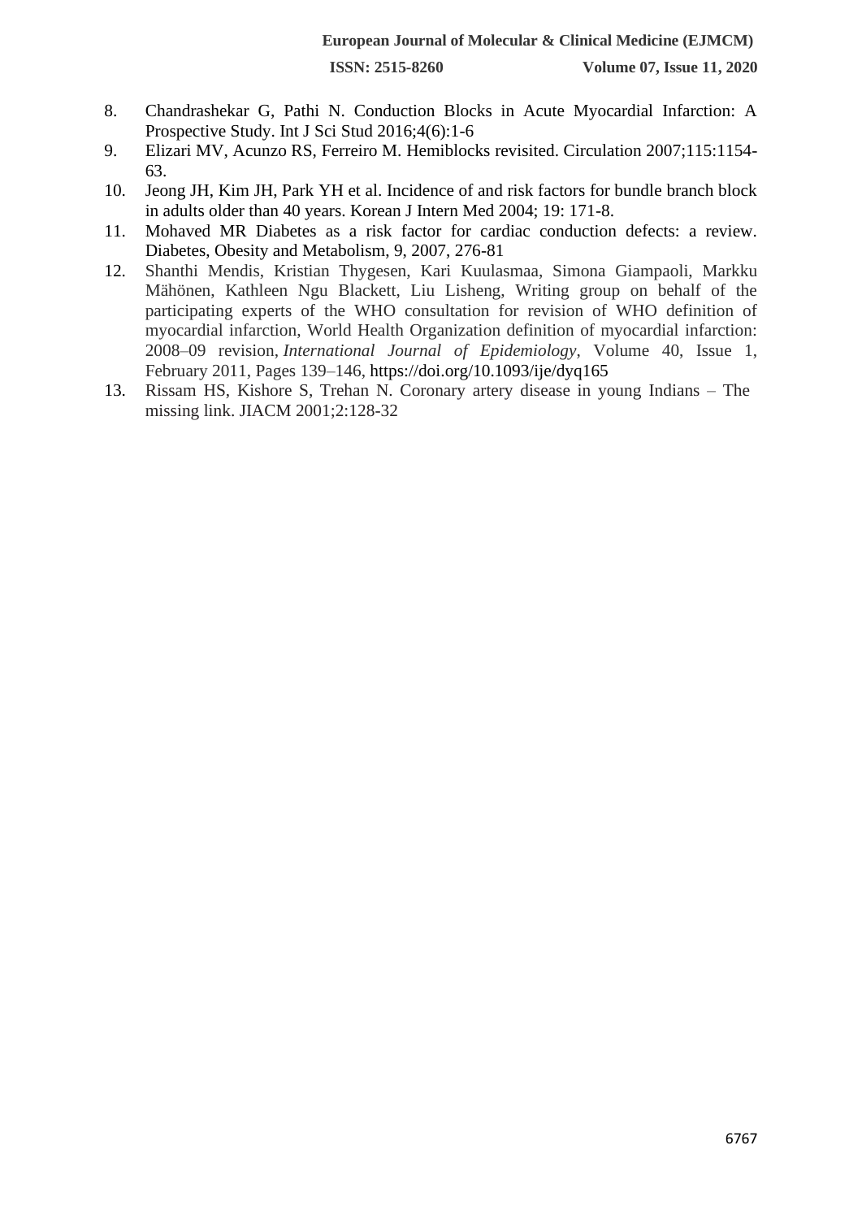8. Chandrashekar G, Pathi N. Conduction Blocks in Acute Myocardial Infarction: A Prospective Study. Int J Sci Stud 2016;4(6):1-6
9. Elizari MV, Acunzo RS, Ferreiro M. Hemiblocks revisited. Circulation 2007;115:1154-63.
10. Jeong JH, Kim JH, Park YH et al. Incidence of and risk factors for bundle branch block in adults older than 40 years. Korean J Intern Med 2004; 19: 171-8.
11. Mohaved MR Diabetes as a risk factor for cardiac conduction defects: a review. Diabetes, Obesity and Metabolism, 9, 2007, 276-81
12. Shanthi Mendis, Kristian Thygesen, Kari Kuulasmaa, Simona Giampaoli, Markku Mähönen, Kathleen Ngu Blackett, Liu Lisheng, Writing group on behalf of the participating experts of the WHO consultation for revision of WHO definition of myocardial infarction, World Health Organization definition of myocardial infarction: 2008–09 revision, *International Journal of Epidemiology*, Volume 40, Issue 1, February 2011, Pages 139–146, https://doi.org/10.1093/ije/dyq165
13. Rissam HS, Kishore S, Trehan N. Coronary artery disease in young Indians – The missing link. JIACM 2001;2:128-32